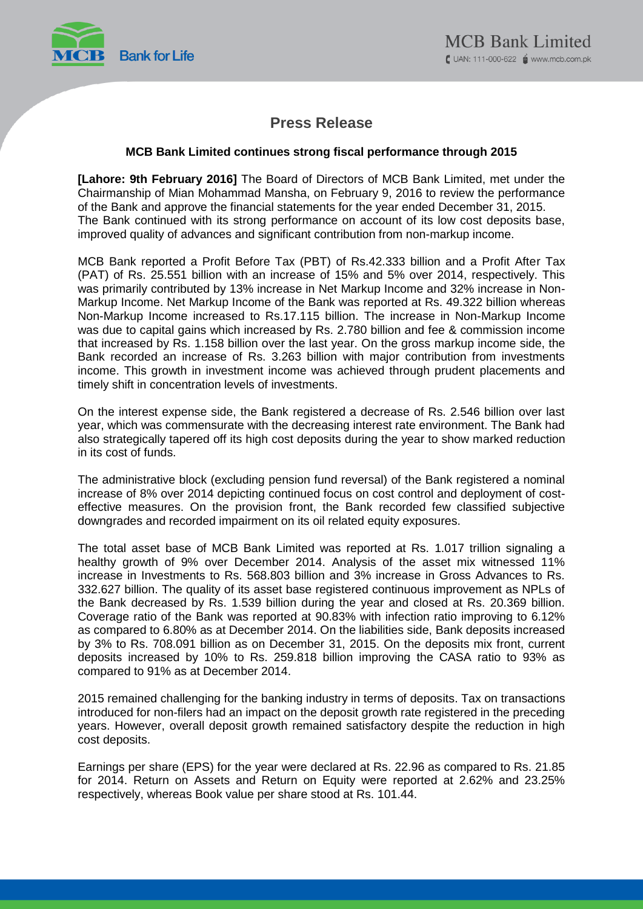# Press Release

**MCB Bank Limited continues strong fiscal performance through 2015**

**[Lahore: 9th February 2016]** The Board of Directors of MCB Bank Limited, met under the Chairmanship of Mian Mohammad Mansha, on February 9, 2016 to review the performance of the Bank and approve the financial statements for the year ended December 31, 2015. The Bank continued with its strong performance on account of its low cost deposits base, improved quality of advances and significant contribution from non-markup income.

MCB Bank reported a Profit Before Tax (PBT) of Rs.42.333 billion and a Profit After Tax (PAT) of Rs. 25.551 billion with an increase of 15% and 5% over 2014, respectively. This was primarily contributed by 13% increase in Net Markup Income and 32% increase in Non-Markup Income. Net Markup Income of the Bank was reported at Rs. 49.322 billion whereas Non-Markup Income increased to Rs.17.115 billion. The increase in Non-Markup Income was due to capital gains which increased by Rs. 2.780 billion and fee & commission income that increased by Rs. 1.158 billion over the last year. On the gross markup income side, the Bank recorded an increase of Rs. 3.263 billion with major contribution from investments income. This growth in investment income was achieved through prudent placements and timely shift in concentration levels of investments.

On the interest expense side, the Bank registered a decrease of Rs. 2.546 billion over last year, which was commensurate with the decreasing interest rate environment. The Bank had also strategically tapered off its high cost deposits during the year to show marked reduction in its cost of funds.

The administrative block (excluding pension fund reversal) of the Bank registered a nominal increase of 8% over 2014 depicting continued focus on cost control and deployment of cost-effective measures. On the provision front, the Bank recorded few classified subjective downgrades and recorded impairment on its oil related equity exposures.

The total asset base of MCB Bank Limited was reported at Rs. 1.017 trillion signaling a healthy growth of 9% over December 2014. Analysis of the asset mix witnessed 11% increase in Investments to Rs. 568.803 billion and 3% increase in Gross Advances to Rs. 332.627 billion. The quality of its asset base registered continuous improvement as NPLs of the Bank decreased by Rs. 1.539 billion during the year and closed at Rs. 20.369 billion. Coverage ratio of the Bank was reported at 90.83% with infection ratio improving to 6.12% as compared to 6.80% as at December 2014. On the liabilities side, Bank deposits increased by 3% to Rs. 708.091 billion as on December 31, 2015. On the deposits mix front, current deposits increased by 10% to Rs. 259.818 billion improving the CASA ratio to 93% as compared to 91% as at December 2014.

2015 remained challenging for the banking industry in terms of deposits. Tax on transactions introduced for non-filers had an impact on the deposit growth rate registered in the preceding years. However, overall deposit growth remained satisfactory despite the reduction in high cost deposits.

Earnings per share (EPS) for the year were declared at Rs. 22.96 as compared to Rs. 21.85 for 2014. Return on Assets and Return on Equity were reported at 2.62% and 23.25% respectively, whereas Book value per share stood at Rs. 101.44.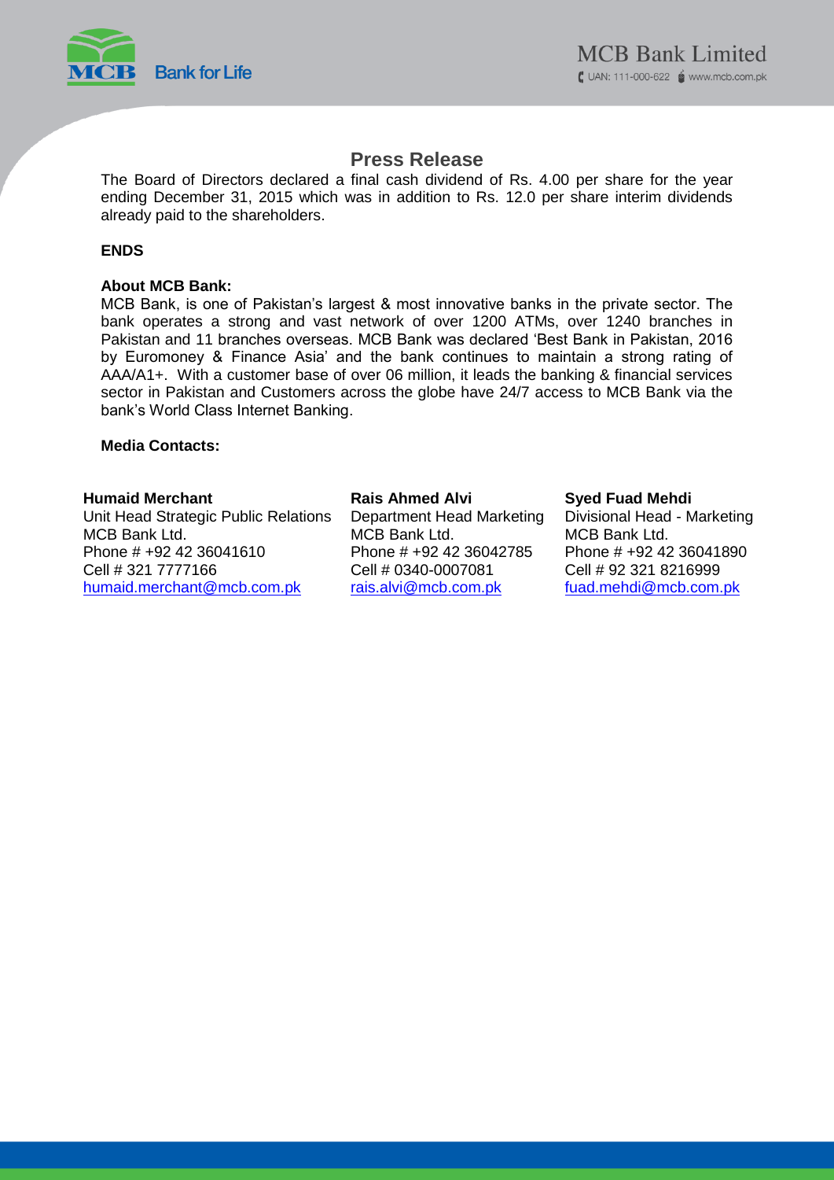## Press Release

The Board of Directors declared a final cash dividend of Rs. 4.00 per share for the year ending December 31, 2015 which was in addition to Rs. 12.0 per share interim dividends already paid to the shareholders.

**ENDS**

**About MCB Bank:**

MCB Bank, is one of Pakistan's largest & most innovative banks in the private sector. The bank operates a strong and vast network of over 1200 ATMs, over 1240 branches in Pakistan and 11 branches overseas. MCB Bank was declared 'Best Bank in Pakistan, 2016 by Euromoney & Finance Asia' and the bank continues to maintain a strong rating of AAA/A1+. With a customer base of over 06 million, it leads the banking & financial services sector in Pakistan and Customers across the globe have 24/7 access to MCB Bank via the bank's World Class Internet Banking.

**Media Contacts:**

**Humaid Merchant**
Unit Head Strategic Public Relations
MCB Bank Ltd.
Phone # +92 42 36041610
Cell # 321 7777166
humaid.merchant@mcb.com.pk

**Rais Ahmed Alvi**
Department Head Marketing
MCB Bank Ltd.
Phone # +92 42 36042785
Cell # 0340-0007081
rais.alvi@mcb.com.pk

**Syed Fuad Mehdi**
Divisional Head - Marketing
MCB Bank Ltd.
Phone # +92 42 36041890
Cell # 92 321 8216999
fuad.mehdi@mcb.com.pk